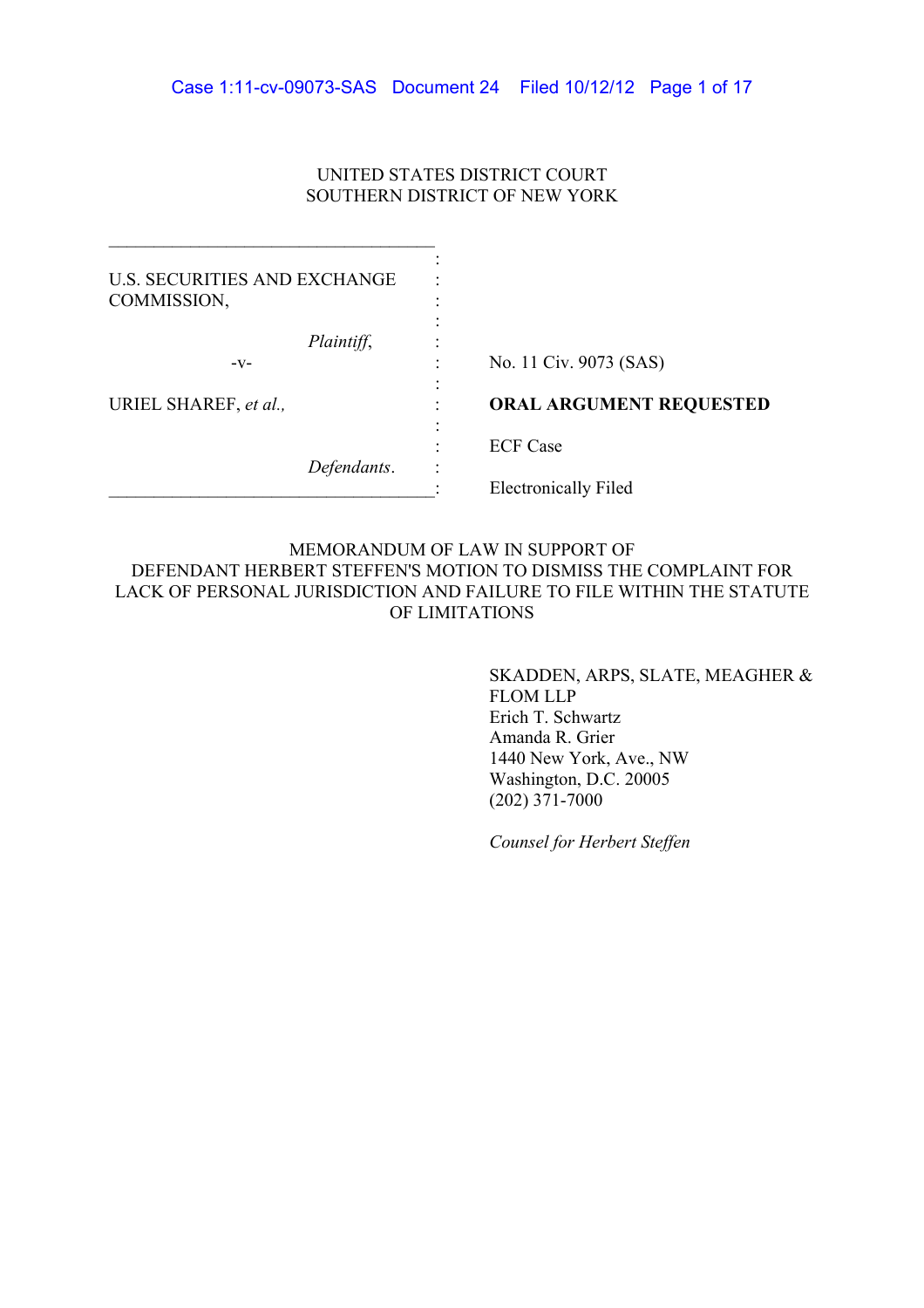UNITED STATES DISTRICT COURT
SOUTHERN DISTRICT OF NEW YORK

U.S. SECURITIES AND EXCHANGE COMMISSION,

*Plaintiff*,

-v-

URIEL SHAREF, *et al.*,

*Defendants*.

No. 11 Civ. 9073 (SAS)

**ORAL ARGUMENT REQUESTED**

ECF Case

Electronically Filed

MEMORANDUM OF LAW IN SUPPORT OF DEFENDANT HERBERT STEFFEN'S MOTION TO DISMISS THE COMPLAINT FOR LACK OF PERSONAL JURISDICTION AND FAILURE TO FILE WITHIN THE STATUTE OF LIMITATIONS

SKADDEN, ARPS, SLATE, MEAGHER & FLOM LLP
Erich T. Schwartz
Amanda R. Grier
1440 New York, Ave., NW
Washington, D.C. 20005
(202) 371-7000

*Counsel for Herbert Steffen*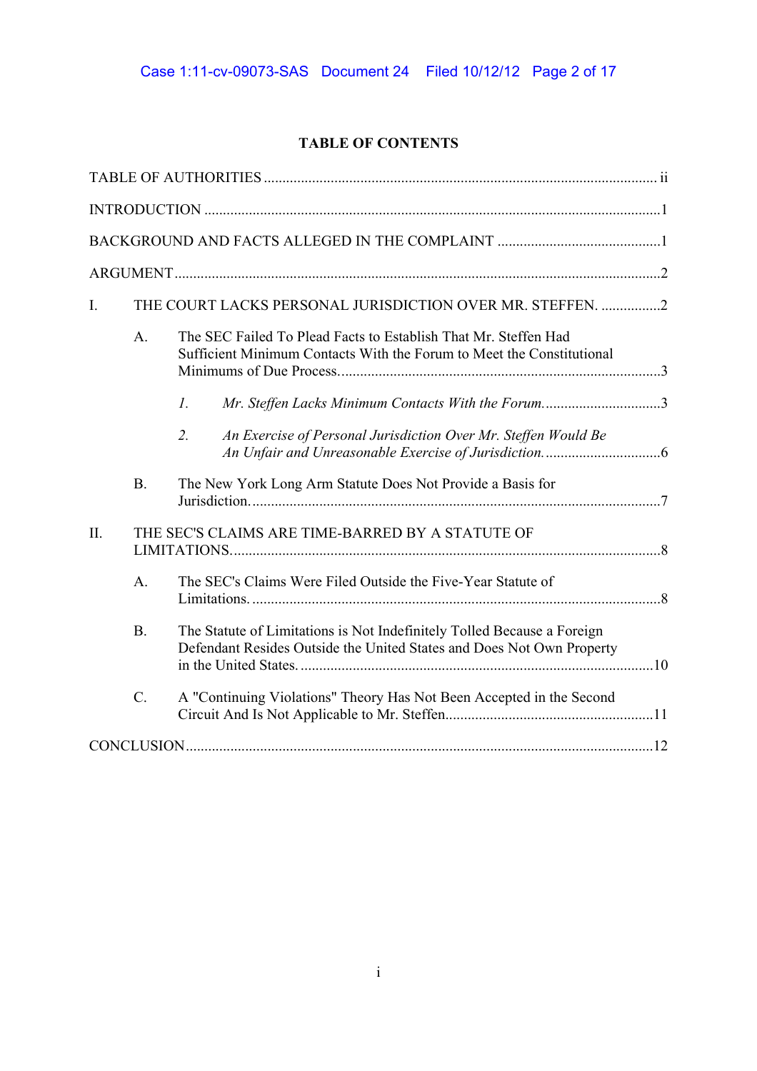**TABLE OF CONTENTS**

TABLE OF AUTHORITIES ........................................................................................................ ii

INTRODUCTION .........................................................................................................................1

BACKGROUND AND FACTS ALLEGED IN THE COMPLAINT ............................................1

ARGUMENT .................................................................................................................................2

I. THE COURT LACKS PERSONAL JURISDICTION OVER MR. STEFFEN. ................2

   A. The SEC Failed To Plead Facts to Establish That Mr. Steffen Had Sufficient Minimum Contacts With the Forum to Meet the Constitutional Minimums of Due Process. .....................................................................................3

      *1. Mr. Steffen Lacks Minimum Contacts With the Forum.* ...............................3

      *2. An Exercise of Personal Jurisdiction Over Mr. Steffen Would Be An Unfair and Unreasonable Exercise of Jurisdiction.* ...............................6

   B. The New York Long Arm Statute Does Not Provide a Basis for Jurisdiction. ............................................................................................................7

II. THE SEC'S CLAIMS ARE TIME-BARRED BY A STATUTE OF LIMITATIONS. .................................................................................................................8

   A. The SEC's Claims Were Filed Outside the Five-Year Statute of Limitations. ............................................................................................................8

   B. The Statute of Limitations is Not Indefinitely Tolled Because a Foreign Defendant Resides Outside the United States and Does Not Own Property in the United States. ..............................................................................................10

   C. A "Continuing Violations" Theory Has Not Been Accepted in the Second Circuit And Is Not Applicable to Mr. Steffen.......................................................11

CONCLUSION ............................................................................................................................12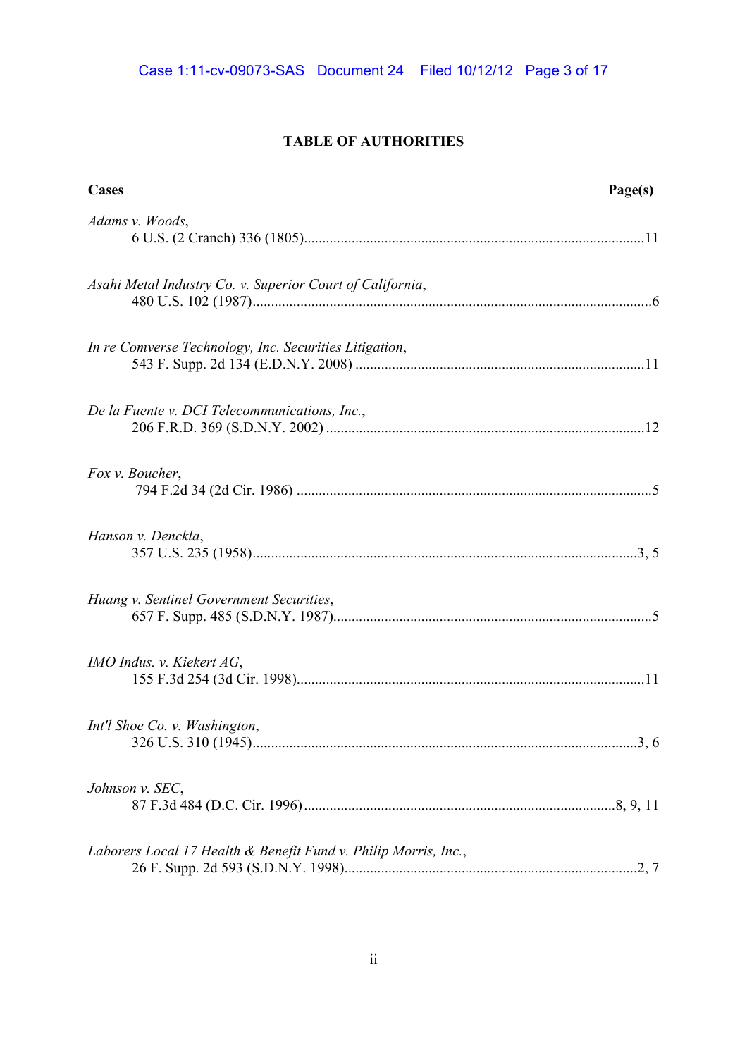## TABLE OF AUTHORITIES

| Cases | Page(s) |
|---|---|
| *Adams v. Woods*, 6 U.S. (2 Cranch) 336 (1805) | 11 |
| *Asahi Metal Industry Co. v. Superior Court of California*, 480 U.S. 102 (1987) | 6 |
| *In re Comverse Technology, Inc. Securities Litigation*, 543 F. Supp. 2d 134 (E.D.N.Y. 2008) | 11 |
| *De la Fuente v. DCI Telecommunications, Inc.*, 206 F.R.D. 369 (S.D.N.Y. 2002) | 12 |
| *Fox v. Boucher*, 794 F.2d 34 (2d Cir. 1986) | 5 |
| *Hanson v. Denckla*, 357 U.S. 235 (1958) | 3, 5 |
| *Huang v. Sentinel Government Securities*, 657 F. Supp. 485 (S.D.N.Y. 1987) | 5 |
| *IMO Indus. v. Kiekert AG*, 155 F.3d 254 (3d Cir. 1998) | 11 |
| *Int'l Shoe Co. v. Washington*, 326 U.S. 310 (1945) | 3, 6 |
| *Johnson v. SEC*, 87 F.3d 484 (D.C. Cir. 1996) | 8, 9, 11 |
| *Laborers Local 17 Health & Benefit Fund v. Philip Morris, Inc.*, 26 F. Supp. 2d 593 (S.D.N.Y. 1998) | 2, 7 |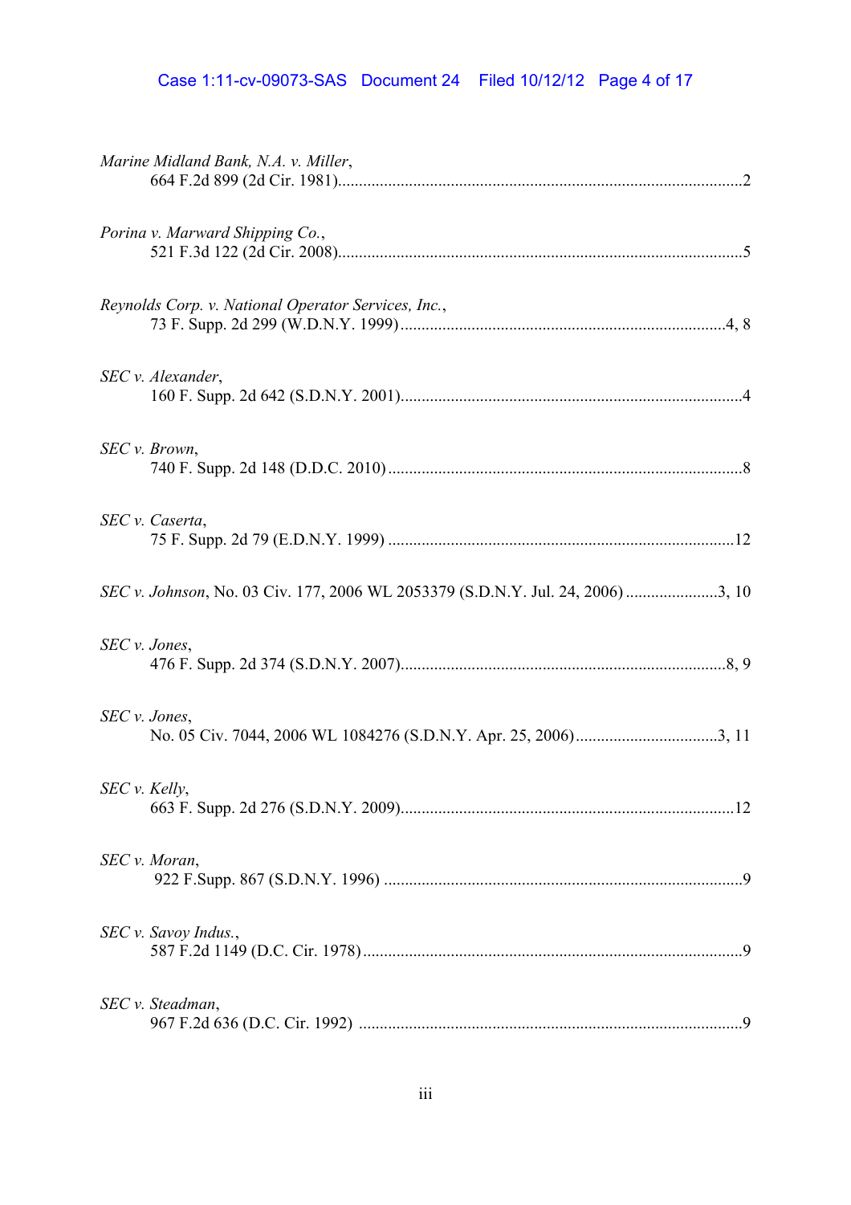*Marine Midland Bank, N.A. v. Miller*,
664 F.2d 899 (2d Cir. 1981)................................................................................................2

*Porina v. Marward Shipping Co.*,
521 F.3d 122 (2d Cir. 2008)................................................................................................5

*Reynolds Corp. v. National Operator Services, Inc.*,
73 F. Supp. 2d 299 (W.D.N.Y. 1999).............................................................................4, 8

*SEC v. Alexander*,
160 F. Supp. 2d 642 (S.D.N.Y. 2001)................................................................................4

*SEC v. Brown*,
740 F. Supp. 2d 148 (D.D.C. 2010)....................................................................................8

*SEC v. Caserta*,
75 F. Supp. 2d 79 (E.D.N.Y. 1999)..................................................................................12

*SEC v. Johnson*, No. 03 Civ. 177, 2006 WL 2053379 (S.D.N.Y. Jul. 24, 2006).....................3, 10

*SEC v. Jones*,
476 F. Supp. 2d 374 (S.D.N.Y. 2007)............................................................................8, 9

*SEC v. Jones*,
No. 05 Civ. 7044, 2006 WL 1084276 (S.D.N.Y. Apr. 25, 2006)..................................3, 11

*SEC v. Kelly*,
663 F. Supp. 2d 276 (S.D.N.Y. 2009)..............................................................................12

*SEC v. Moran*,
922 F.Supp. 867 (S.D.N.Y. 1996)......................................................................................9

*SEC v. Savoy Indus.*,
587 F.2d 1149 (D.C. Cir. 1978)..........................................................................................9

*SEC v. Steadman*,
967 F.2d 636 (D.C. Cir. 1992)...........................................................................................9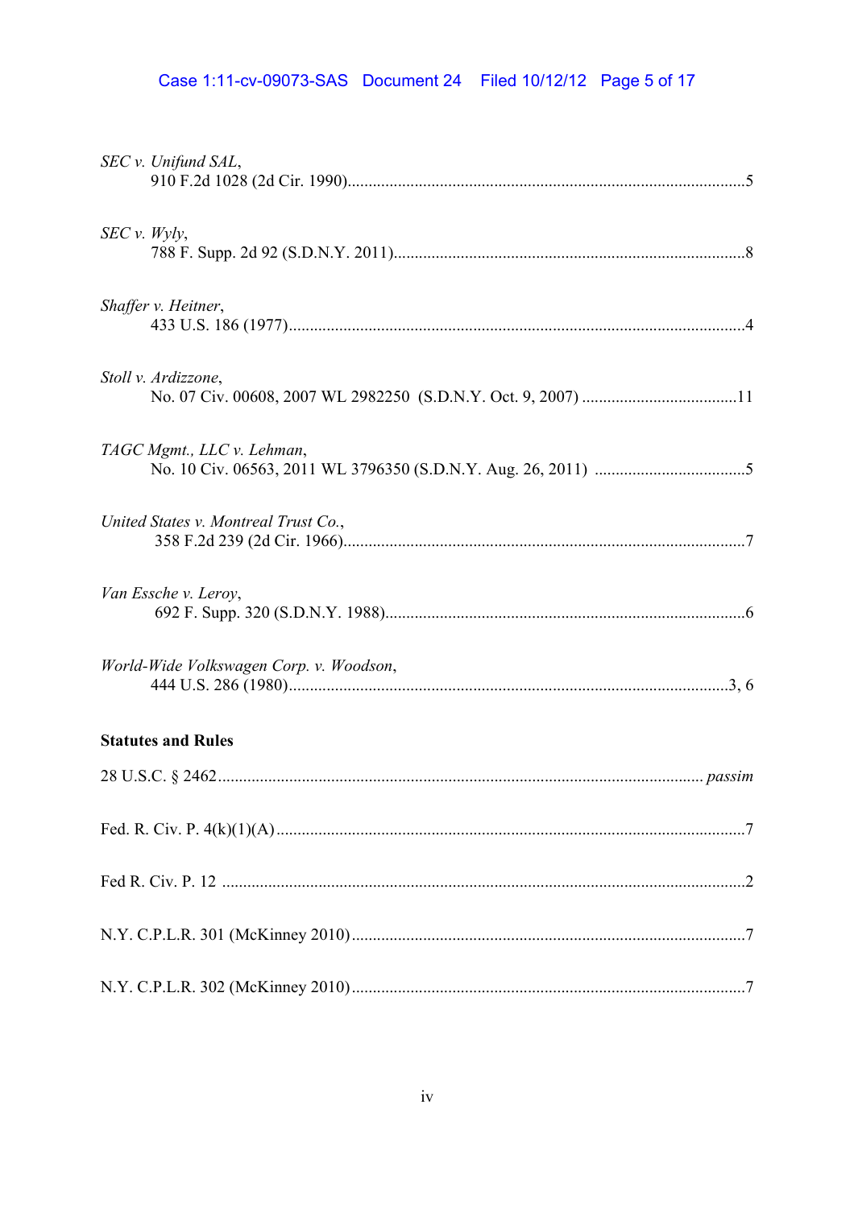*SEC v. Unifund SAL*,
910 F.2d 1028 (2d Cir. 1990)....................................................................................5

*SEC v. Wyly*,
788 F. Supp. 2d 92 (S.D.N.Y. 2011)........................................................................8

*Shaffer v. Heitner*,
433 U.S. 186 (1977)...................................................................................................4

*Stoll v. Ardizzone*,
No. 07 Civ. 00608, 2007 WL 2982250 (S.D.N.Y. Oct. 9, 2007) .............................11

*TAGC Mgmt., LLC v. Lehman*,
No. 10 Civ. 06563, 2011 WL 3796350 (S.D.N.Y. Aug. 26, 2011) ............................5

*United States v. Montreal Trust Co.*,
358 F.2d 239 (2d Cir. 1966)......................................................................................7

*Van Essche v. Leroy*,
692 F. Supp. 320 (S.D.N.Y. 1988)............................................................................6

*World-Wide Volkswagen Corp. v. Woodson*,
444 U.S. 286 (1980)...............................................................................................3, 6

**Statutes and Rules**

28 U.S.C. § 2462........................................................................................... *passim*

Fed. R. Civ. P. 4(k)(1)(A).............................................................................................7

Fed R. Civ. P. 12 .........................................................................................................2

N.Y. C.P.L.R. 301 (McKinney 2010)...........................................................................7

N.Y. C.P.L.R. 302 (McKinney 2010)...........................................................................7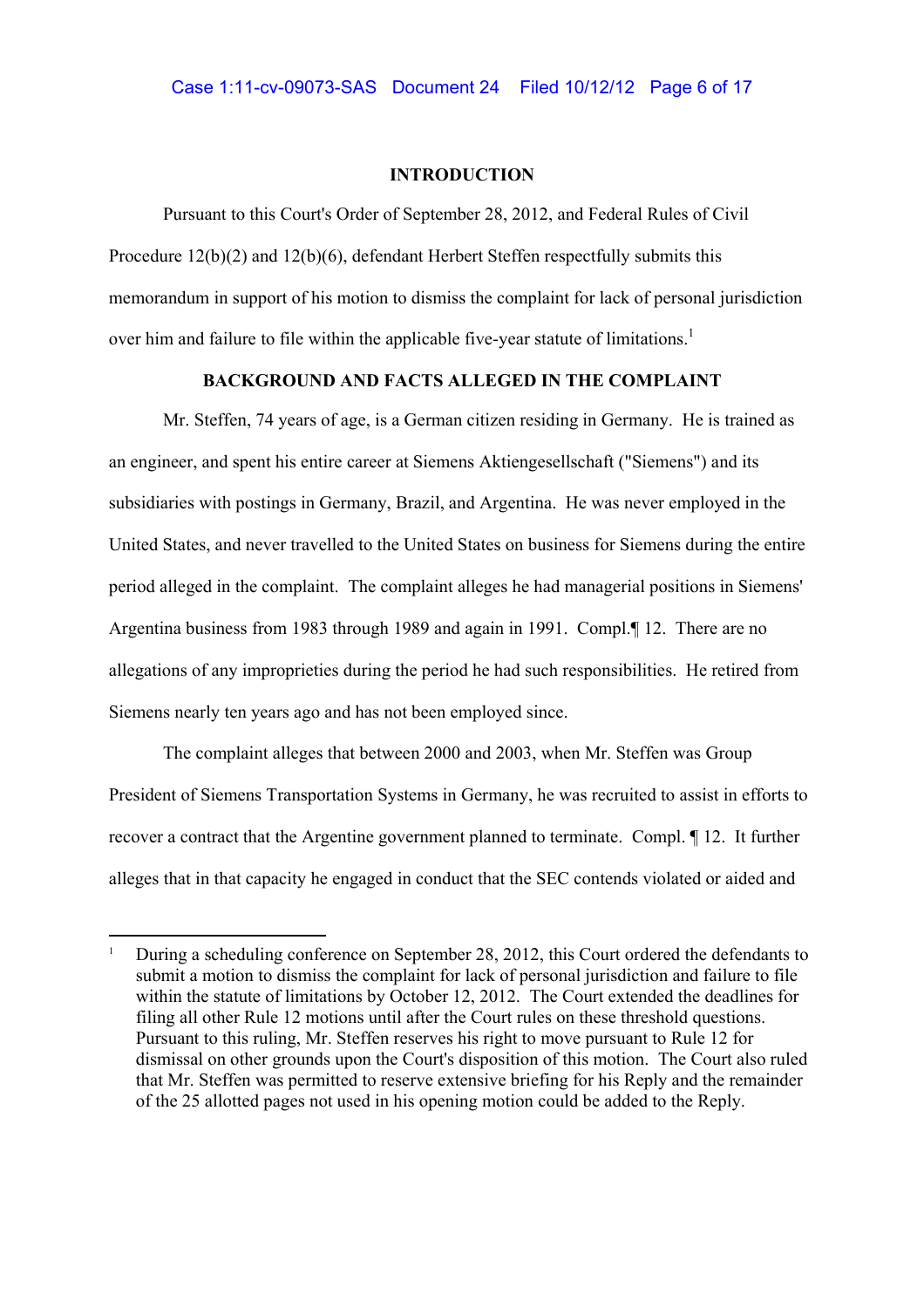## INTRODUCTION

Pursuant to this Court's Order of September 28, 2012, and Federal Rules of Civil Procedure 12(b)(2) and 12(b)(6), defendant Herbert Steffen respectfully submits this memorandum in support of his motion to dismiss the complaint for lack of personal jurisdiction over him and failure to file within the applicable five-year statute of limitations.[1]

## BACKGROUND AND FACTS ALLEGED IN THE COMPLAINT

Mr. Steffen, 74 years of age, is a German citizen residing in Germany. He is trained as an engineer, and spent his entire career at Siemens Aktiengesellschaft ("Siemens") and its subsidiaries with postings in Germany, Brazil, and Argentina. He was never employed in the United States, and never travelled to the United States on business for Siemens during the entire period alleged in the complaint. The complaint alleges he had managerial positions in Siemens' Argentina business from 1983 through 1989 and again in 1991. Compl.¶ 12. There are no allegations of any improprieties during the period he had such responsibilities. He retired from Siemens nearly ten years ago and has not been employed since.

The complaint alleges that between 2000 and 2003, when Mr. Steffen was Group President of Siemens Transportation Systems in Germany, he was recruited to assist in efforts to recover a contract that the Argentine government planned to terminate. Compl. ¶ 12. It further alleges that in that capacity he engaged in conduct that the SEC contends violated or aided and

---

[1] During a scheduling conference on September 28, 2012, this Court ordered the defendants to submit a motion to dismiss the complaint for lack of personal jurisdiction and failure to file within the statute of limitations by October 12, 2012. The Court extended the deadlines for filing all other Rule 12 motions until after the Court rules on these threshold questions. Pursuant to this ruling, Mr. Steffen reserves his right to move pursuant to Rule 12 for dismissal on other grounds upon the Court's disposition of this motion. The Court also ruled that Mr. Steffen was permitted to reserve extensive briefing for his Reply and the remainder of the 25 allotted pages not used in his opening motion could be added to the Reply.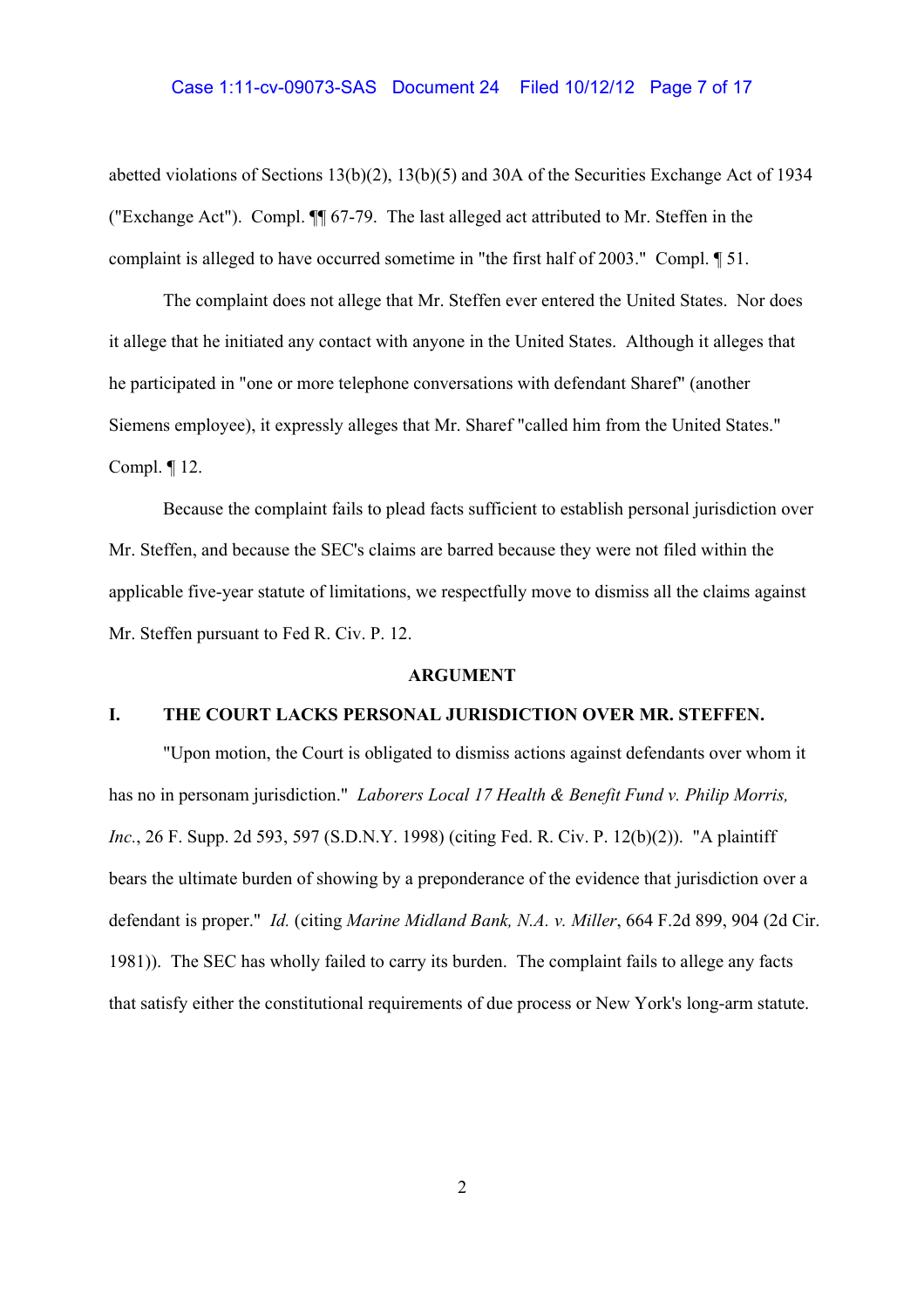abetted violations of Sections 13(b)(2), 13(b)(5) and 30A of the Securities Exchange Act of 1934 ("Exchange Act"). Compl. ¶¶ 67-79. The last alleged act attributed to Mr. Steffen in the complaint is alleged to have occurred sometime in "the first half of 2003." Compl. ¶ 51.

The complaint does not allege that Mr. Steffen ever entered the United States. Nor does it allege that he initiated any contact with anyone in the United States. Although it alleges that he participated in "one or more telephone conversations with defendant Sharef" (another Siemens employee), it expressly alleges that Mr. Sharef "called him from the United States." Compl. ¶ 12.

Because the complaint fails to plead facts sufficient to establish personal jurisdiction over Mr. Steffen, and because the SEC's claims are barred because they were not filed within the applicable five-year statute of limitations, we respectfully move to dismiss all the claims against Mr. Steffen pursuant to Fed R. Civ. P. 12.

## ARGUMENT

### I. THE COURT LACKS PERSONAL JURISDICTION OVER MR. STEFFEN.

"Upon motion, the Court is obligated to dismiss actions against defendants over whom it has no in personam jurisdiction." *Laborers Local 17 Health & Benefit Fund v. Philip Morris, Inc.*, 26 F. Supp. 2d 593, 597 (S.D.N.Y. 1998) (citing Fed. R. Civ. P. 12(b)(2)). "A plaintiff bears the ultimate burden of showing by a preponderance of the evidence that jurisdiction over a defendant is proper." *Id.* (citing *Marine Midland Bank, N.A. v. Miller*, 664 F.2d 899, 904 (2d Cir. 1981)). The SEC has wholly failed to carry its burden. The complaint fails to allege any facts that satisfy either the constitutional requirements of due process or New York's long-arm statute.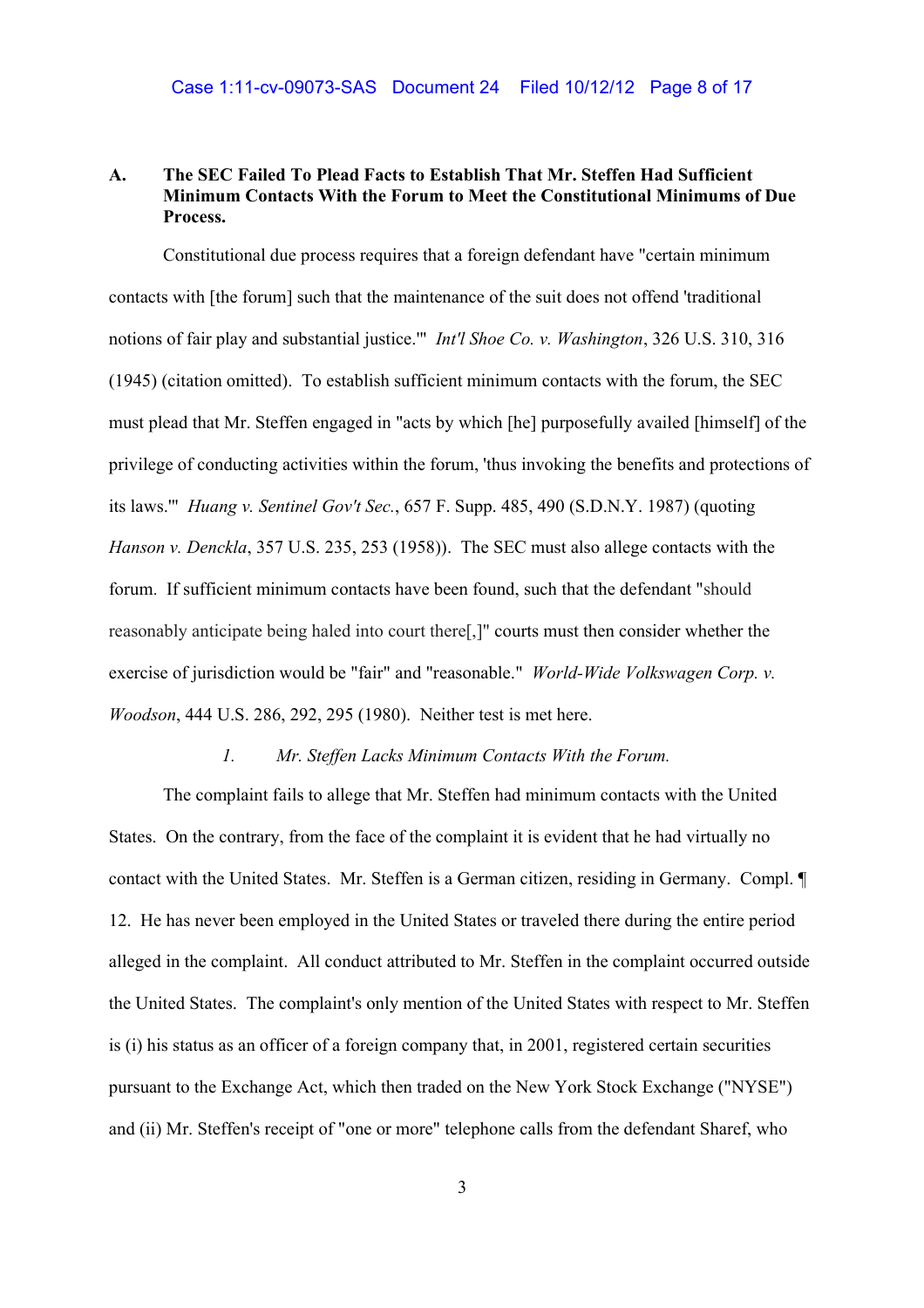### A. The SEC Failed To Plead Facts to Establish That Mr. Steffen Had Sufficient Minimum Contacts With the Forum to Meet the Constitutional Minimums of Due Process.

Constitutional due process requires that a foreign defendant have "certain minimum contacts with [the forum] such that the maintenance of the suit does not offend 'traditional notions of fair play and substantial justice.'" *Int'l Shoe Co. v. Washington*, 326 U.S. 310, 316 (1945) (citation omitted). To establish sufficient minimum contacts with the forum, the SEC must plead that Mr. Steffen engaged in "acts by which [he] purposefully availed [himself] of the privilege of conducting activities within the forum, 'thus invoking the benefits and protections of its laws.'" *Huang v. Sentinel Gov't Sec.*, 657 F. Supp. 485, 490 (S.D.N.Y. 1987) (quoting *Hanson v. Denckla*, 357 U.S. 235, 253 (1958)). The SEC must also allege contacts with the forum. If sufficient minimum contacts have been found, such that the defendant "should reasonably anticipate being haled into court there[,]" courts must then consider whether the exercise of jurisdiction would be "fair" and "reasonable." *World-Wide Volkswagen Corp. v. Woodson*, 444 U.S. 286, 292, 295 (1980). Neither test is met here.

#### *1. Mr. Steffen Lacks Minimum Contacts With the Forum.*

The complaint fails to allege that Mr. Steffen had minimum contacts with the United States. On the contrary, from the face of the complaint it is evident that he had virtually no contact with the United States. Mr. Steffen is a German citizen, residing in Germany. Compl. ¶ 12. He has never been employed in the United States or traveled there during the entire period alleged in the complaint. All conduct attributed to Mr. Steffen in the complaint occurred outside the United States. The complaint's only mention of the United States with respect to Mr. Steffen is (i) his status as an officer of a foreign company that, in 2001, registered certain securities pursuant to the Exchange Act, which then traded on the New York Stock Exchange ("NYSE") and (ii) Mr. Steffen's receipt of "one or more" telephone calls from the defendant Sharef, who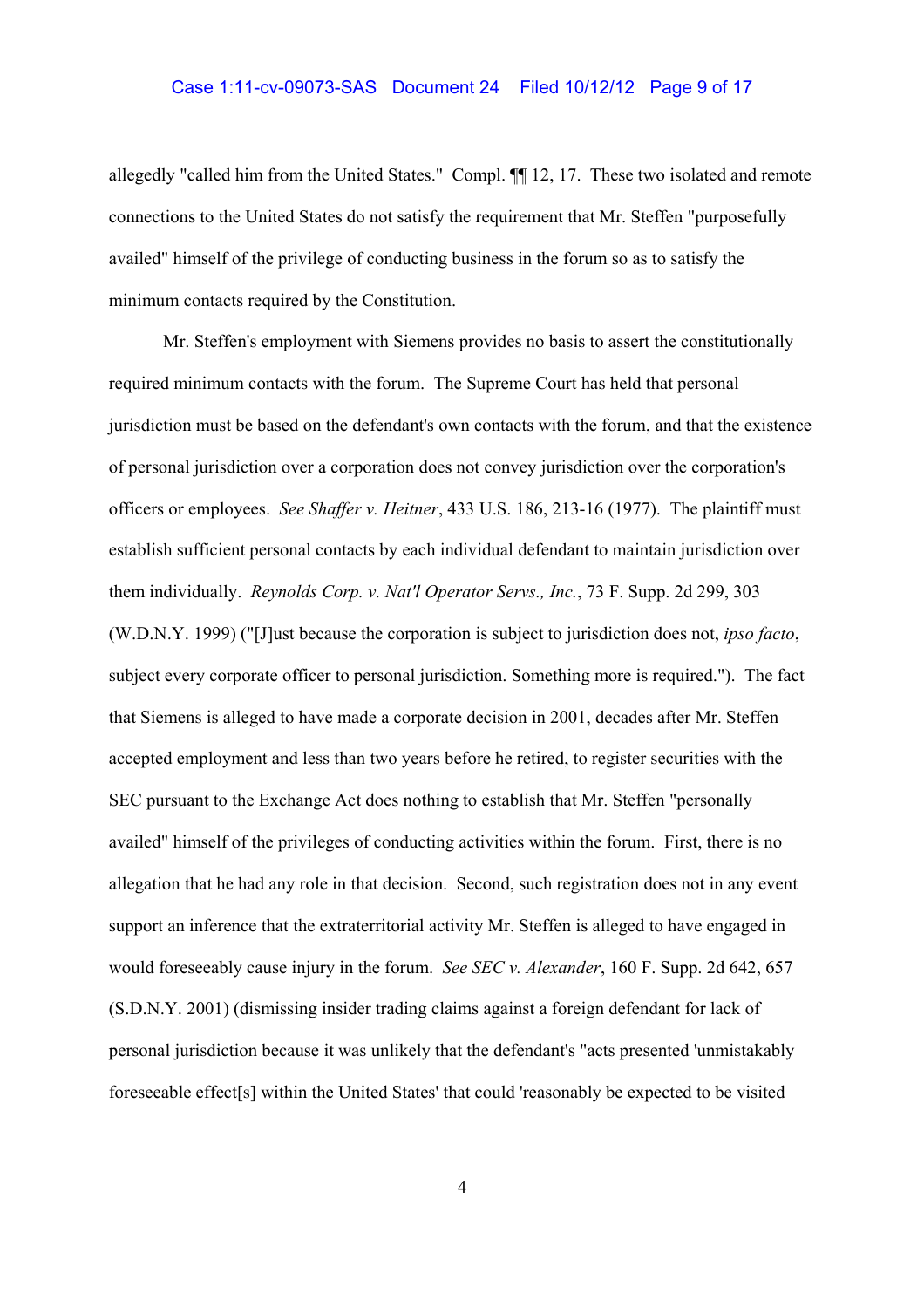allegedly "called him from the United States." Compl. ¶¶ 12, 17. These two isolated and remote connections to the United States do not satisfy the requirement that Mr. Steffen "purposefully availed" himself of the privilege of conducting business in the forum so as to satisfy the minimum contacts required by the Constitution.

Mr. Steffen's employment with Siemens provides no basis to assert the constitutionally required minimum contacts with the forum. The Supreme Court has held that personal jurisdiction must be based on the defendant's own contacts with the forum, and that the existence of personal jurisdiction over a corporation does not convey jurisdiction over the corporation's officers or employees. *See Shaffer v. Heitner*, 433 U.S. 186, 213-16 (1977). The plaintiff must establish sufficient personal contacts by each individual defendant to maintain jurisdiction over them individually. *Reynolds Corp. v. Nat'l Operator Servs., Inc.*, 73 F. Supp. 2d 299, 303 (W.D.N.Y. 1999) ("[J]ust because the corporation is subject to jurisdiction does not, *ipso facto*, subject every corporate officer to personal jurisdiction. Something more is required."). The fact that Siemens is alleged to have made a corporate decision in 2001, decades after Mr. Steffen accepted employment and less than two years before he retired, to register securities with the SEC pursuant to the Exchange Act does nothing to establish that Mr. Steffen "personally availed" himself of the privileges of conducting activities within the forum. First, there is no allegation that he had any role in that decision. Second, such registration does not in any event support an inference that the extraterritorial activity Mr. Steffen is alleged to have engaged in would foreseeably cause injury in the forum. *See SEC v. Alexander*, 160 F. Supp. 2d 642, 657 (S.D.N.Y. 2001) (dismissing insider trading claims against a foreign defendant for lack of personal jurisdiction because it was unlikely that the defendant's "acts presented 'unmistakably foreseeable effect[s] within the United States' that could 'reasonably be expected to be visited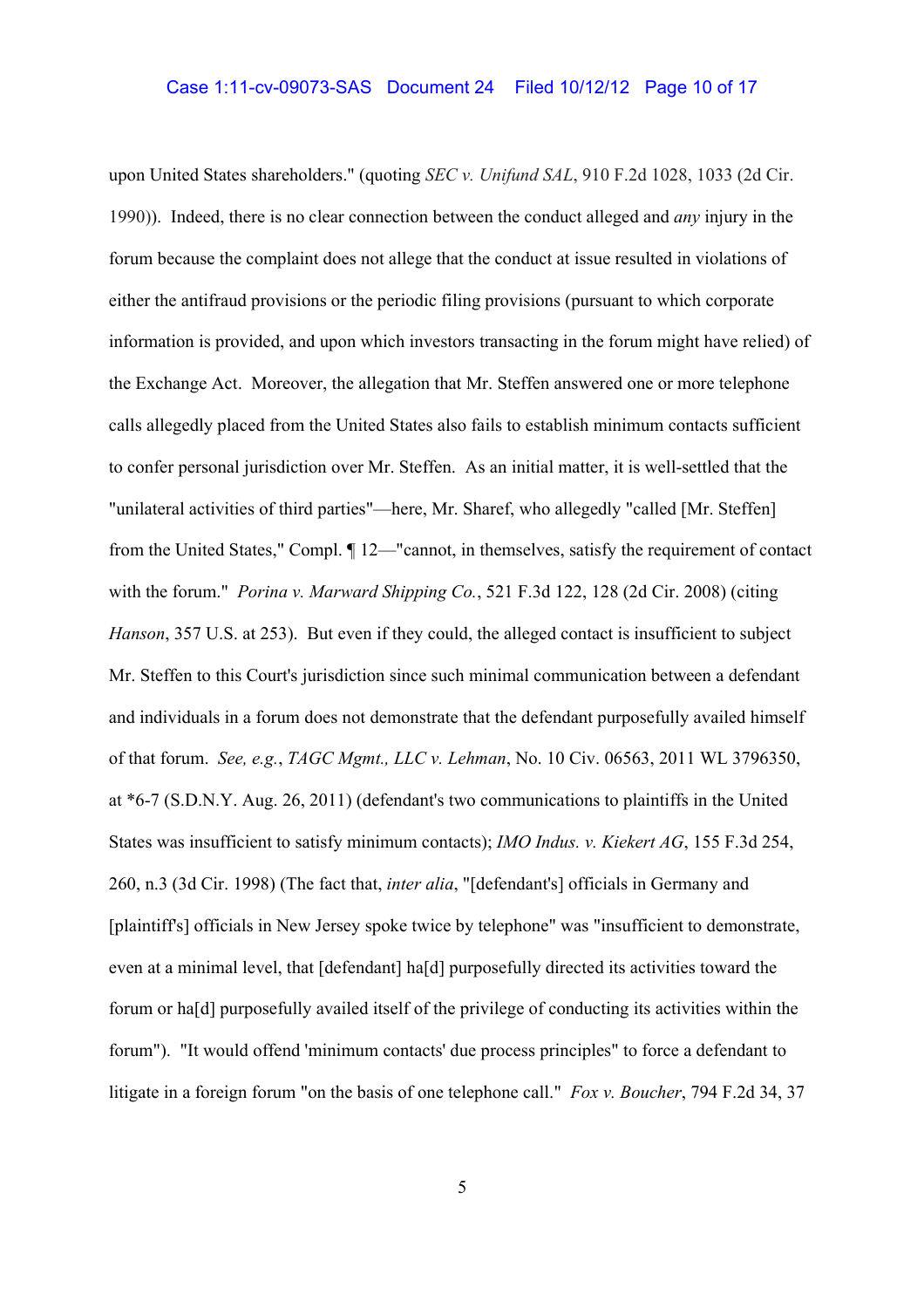upon United States shareholders." (quoting *SEC v. Unifund SAL*, 910 F.2d 1028, 1033 (2d Cir. 1990)). Indeed, there is no clear connection between the conduct alleged and *any* injury in the forum because the complaint does not allege that the conduct at issue resulted in violations of either the antifraud provisions or the periodic filing provisions (pursuant to which corporate information is provided, and upon which investors transacting in the forum might have relied) of the Exchange Act. Moreover, the allegation that Mr. Steffen answered one or more telephone calls allegedly placed from the United States also fails to establish minimum contacts sufficient to confer personal jurisdiction over Mr. Steffen. As an initial matter, it is well-settled that the "unilateral activities of third parties"—here, Mr. Sharef, who allegedly "called [Mr. Steffen] from the United States," Compl. ¶ 12—"cannot, in themselves, satisfy the requirement of contact with the forum." *Porina v. Marward Shipping Co.*, 521 F.3d 122, 128 (2d Cir. 2008) (citing *Hanson*, 357 U.S. at 253). But even if they could, the alleged contact is insufficient to subject Mr. Steffen to this Court's jurisdiction since such minimal communication between a defendant and individuals in a forum does not demonstrate that the defendant purposefully availed himself of that forum. *See, e.g.*, *TAGC Mgmt., LLC v. Lehman*, No. 10 Civ. 06563, 2011 WL 3796350, at *6-7 (S.D.N.Y. Aug. 26, 2011) (defendant's two communications to plaintiffs in the United States was insufficient to satisfy minimum contacts); *IMO Indus. v. Kiekert AG*, 155 F.3d 254, 260, n.3 (3d Cir. 1998) (The fact that, *inter alia*, "[defendant's] officials in Germany and [plaintiff's] officials in New Jersey spoke twice by telephone" was "insufficient to demonstrate, even at a minimal level, that [defendant] ha[d] purposefully directed its activities toward the forum or ha[d] purposefully availed itself of the privilege of conducting its activities within the forum"). "It would offend 'minimum contacts' due process principles" to force a defendant to litigate in a foreign forum "on the basis of one telephone call." *Fox v. Boucher*, 794 F.2d 34, 37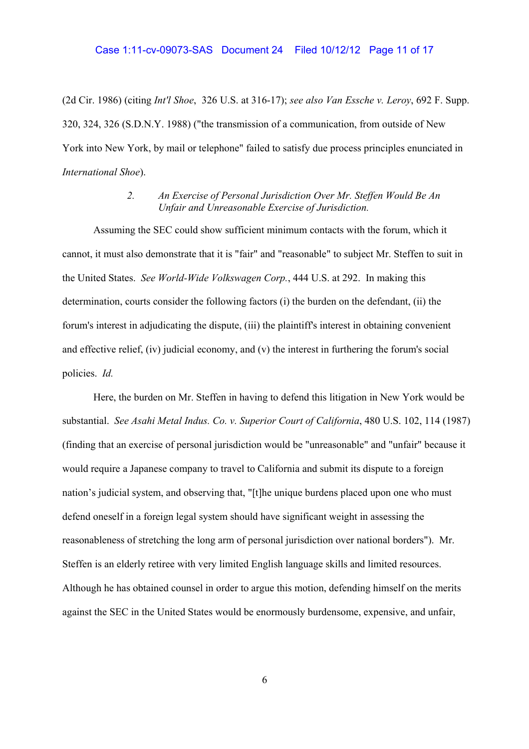(2d Cir. 1986) (citing *Int'l Shoe*, 326 U.S. at 316-17); *see also Van Essche v. Leroy*, 692 F. Supp. 320, 324, 326 (S.D.N.Y. 1988) ("the transmission of a communication, from outside of New York into New York, by mail or telephone" failed to satisfy due process principles enunciated in *International Shoe*).

*2. An Exercise of Personal Jurisdiction Over Mr. Steffen Would Be An Unfair and Unreasonable Exercise of Jurisdiction.*

Assuming the SEC could show sufficient minimum contacts with the forum, which it cannot, it must also demonstrate that it is "fair" and "reasonable" to subject Mr. Steffen to suit in the United States. *See World-Wide Volkswagen Corp.*, 444 U.S. at 292. In making this determination, courts consider the following factors (i) the burden on the defendant, (ii) the forum's interest in adjudicating the dispute, (iii) the plaintiff's interest in obtaining convenient and effective relief, (iv) judicial economy, and (v) the interest in furthering the forum's social policies. *Id.*

Here, the burden on Mr. Steffen in having to defend this litigation in New York would be substantial. *See Asahi Metal Indus. Co. v. Superior Court of California*, 480 U.S. 102, 114 (1987) (finding that an exercise of personal jurisdiction would be "unreasonable" and "unfair" because it would require a Japanese company to travel to California and submit its dispute to a foreign nation's judicial system, and observing that, "[t]he unique burdens placed upon one who must defend oneself in a foreign legal system should have significant weight in assessing the reasonableness of stretching the long arm of personal jurisdiction over national borders"). Mr. Steffen is an elderly retiree with very limited English language skills and limited resources. Although he has obtained counsel in order to argue this motion, defending himself on the merits against the SEC in the United States would be enormously burdensome, expensive, and unfair,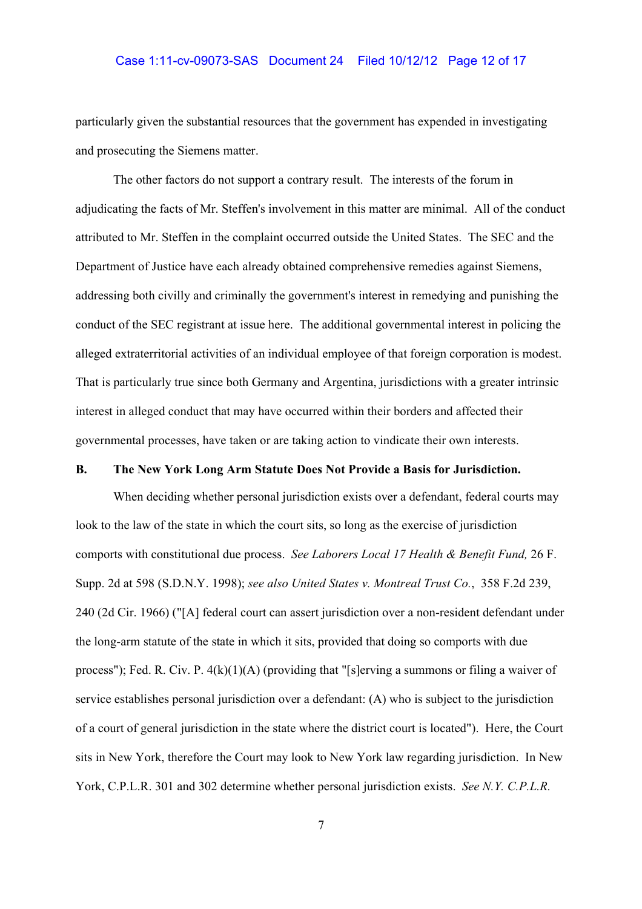particularly given the substantial resources that the government has expended in investigating and prosecuting the Siemens matter.

The other factors do not support a contrary result. The interests of the forum in adjudicating the facts of Mr. Steffen's involvement in this matter are minimal. All of the conduct attributed to Mr. Steffen in the complaint occurred outside the United States. The SEC and the Department of Justice have each already obtained comprehensive remedies against Siemens, addressing both civilly and criminally the government's interest in remedying and punishing the conduct of the SEC registrant at issue here. The additional governmental interest in policing the alleged extraterritorial activities of an individual employee of that foreign corporation is modest. That is particularly true since both Germany and Argentina, jurisdictions with a greater intrinsic interest in alleged conduct that may have occurred within their borders and affected their governmental processes, have taken or are taking action to vindicate their own interests.

**B. The New York Long Arm Statute Does Not Provide a Basis for Jurisdiction.**

When deciding whether personal jurisdiction exists over a defendant, federal courts may look to the law of the state in which the court sits, so long as the exercise of jurisdiction comports with constitutional due process. *See Laborers Local 17 Health & Benefit Fund,* 26 F. Supp. 2d at 598 (S.D.N.Y. 1998); *see also United States v. Montreal Trust Co.*, 358 F.2d 239, 240 (2d Cir. 1966) ("[A] federal court can assert jurisdiction over a non-resident defendant under the long-arm statute of the state in which it sits, provided that doing so comports with due process"); Fed. R. Civ. P. 4(k)(1)(A) (providing that "[s]erving a summons or filing a waiver of service establishes personal jurisdiction over a defendant: (A) who is subject to the jurisdiction of a court of general jurisdiction in the state where the district court is located"). Here, the Court sits in New York, therefore the Court may look to New York law regarding jurisdiction. In New York, C.P.L.R. 301 and 302 determine whether personal jurisdiction exists. *See N.Y. C.P.L.R.*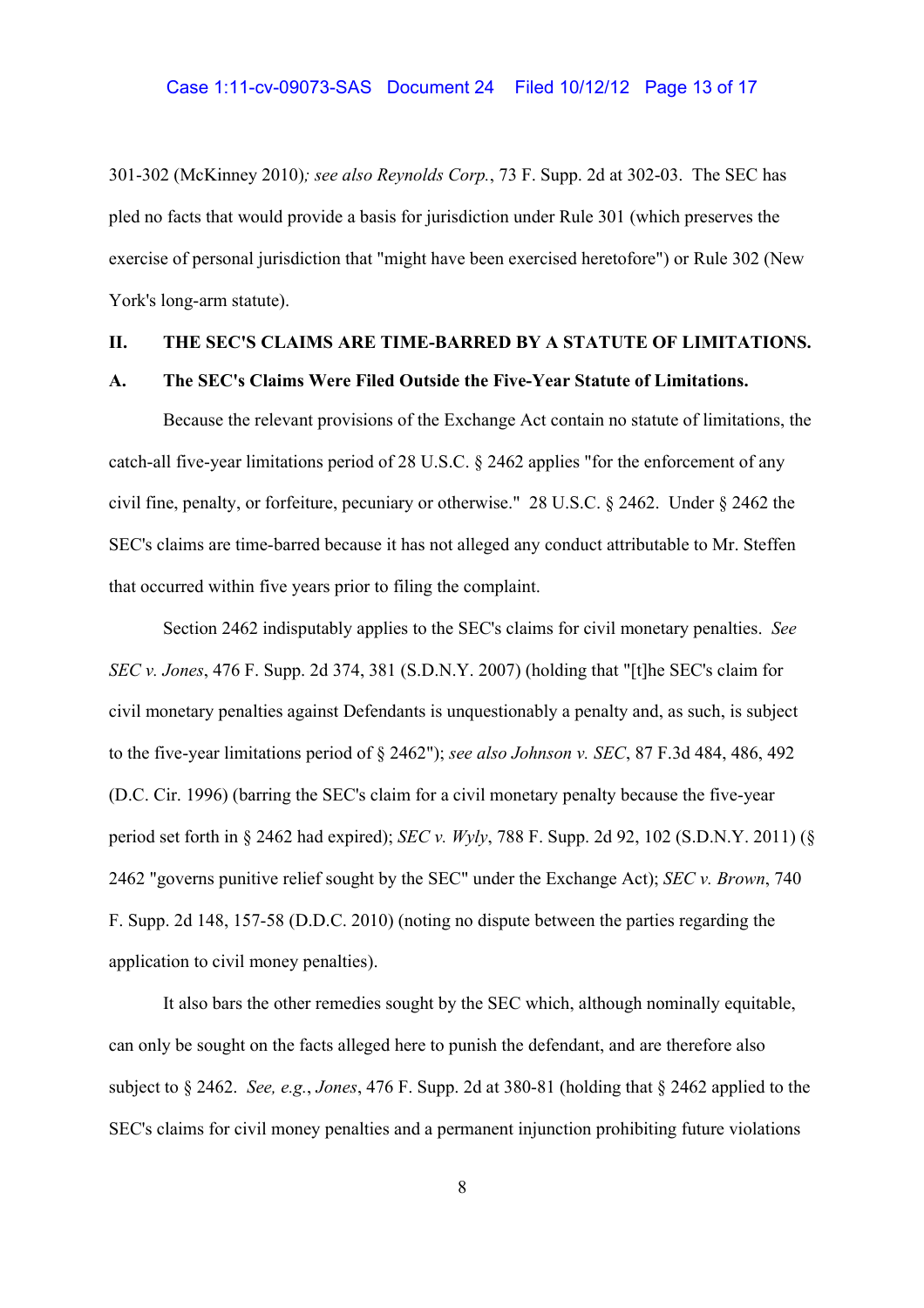301-302 (McKinney 2010)*; see also Reynolds Corp.*, 73 F. Supp. 2d at 302-03. The SEC has pled no facts that would provide a basis for jurisdiction under Rule 301 (which preserves the exercise of personal jurisdiction that "might have been exercised heretofore") or Rule 302 (New York's long-arm statute).

## II. THE SEC'S CLAIMS ARE TIME-BARRED BY A STATUTE OF LIMITATIONS.

### A. The SEC's Claims Were Filed Outside the Five-Year Statute of Limitations.

Because the relevant provisions of the Exchange Act contain no statute of limitations, the catch-all five-year limitations period of 28 U.S.C. § 2462 applies "for the enforcement of any civil fine, penalty, or forfeiture, pecuniary or otherwise." 28 U.S.C. § 2462. Under § 2462 the SEC's claims are time-barred because it has not alleged any conduct attributable to Mr. Steffen that occurred within five years prior to filing the complaint.

Section 2462 indisputably applies to the SEC's claims for civil monetary penalties. *See SEC v. Jones*, 476 F. Supp. 2d 374, 381 (S.D.N.Y. 2007) (holding that "[t]he SEC's claim for civil monetary penalties against Defendants is unquestionably a penalty and, as such, is subject to the five-year limitations period of § 2462"); *see also Johnson v. SEC*, 87 F.3d 484, 486, 492 (D.C. Cir. 1996) (barring the SEC's claim for a civil monetary penalty because the five-year period set forth in § 2462 had expired); *SEC v. Wyly*, 788 F. Supp. 2d 92, 102 (S.D.N.Y. 2011) (§ 2462 "governs punitive relief sought by the SEC" under the Exchange Act); *SEC v. Brown*, 740 F. Supp. 2d 148, 157-58 (D.D.C. 2010) (noting no dispute between the parties regarding the application to civil money penalties).

It also bars the other remedies sought by the SEC which, although nominally equitable, can only be sought on the facts alleged here to punish the defendant, and are therefore also subject to § 2462. *See, e.g.*, *Jones*, 476 F. Supp. 2d at 380-81 (holding that § 2462 applied to the SEC's claims for civil money penalties and a permanent injunction prohibiting future violations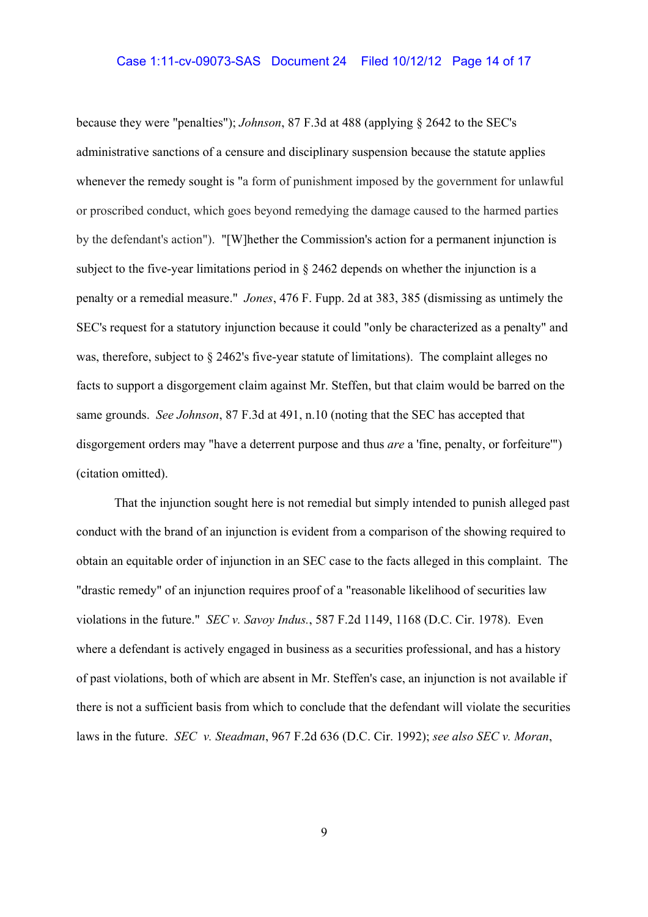because they were "penalties"); *Johnson*, 87 F.3d at 488 (applying § 2642 to the SEC's administrative sanctions of a censure and disciplinary suspension because the statute applies whenever the remedy sought is "a form of punishment imposed by the government for unlawful or proscribed conduct, which goes beyond remedying the damage caused to the harmed parties by the defendant's action"). "[W]hether the Commission's action for a permanent injunction is subject to the five-year limitations period in § 2462 depends on whether the injunction is a penalty or a remedial measure." *Jones*, 476 F. Fupp. 2d at 383, 385 (dismissing as untimely the SEC's request for a statutory injunction because it could "only be characterized as a penalty" and was, therefore, subject to § 2462's five-year statute of limitations). The complaint alleges no facts to support a disgorgement claim against Mr. Steffen, but that claim would be barred on the same grounds. *See Johnson*, 87 F.3d at 491, n.10 (noting that the SEC has accepted that disgorgement orders may "have a deterrent purpose and thus *are* a 'fine, penalty, or forfeiture'") (citation omitted).

That the injunction sought here is not remedial but simply intended to punish alleged past conduct with the brand of an injunction is evident from a comparison of the showing required to obtain an equitable order of injunction in an SEC case to the facts alleged in this complaint. The "drastic remedy" of an injunction requires proof of a "reasonable likelihood of securities law violations in the future." *SEC v. Savoy Indus.*, 587 F.2d 1149, 1168 (D.C. Cir. 1978). Even where a defendant is actively engaged in business as a securities professional, and has a history of past violations, both of which are absent in Mr. Steffen's case, an injunction is not available if there is not a sufficient basis from which to conclude that the defendant will violate the securities laws in the future. *SEC v. Steadman*, 967 F.2d 636 (D.C. Cir. 1992); *see also SEC v. Moran*,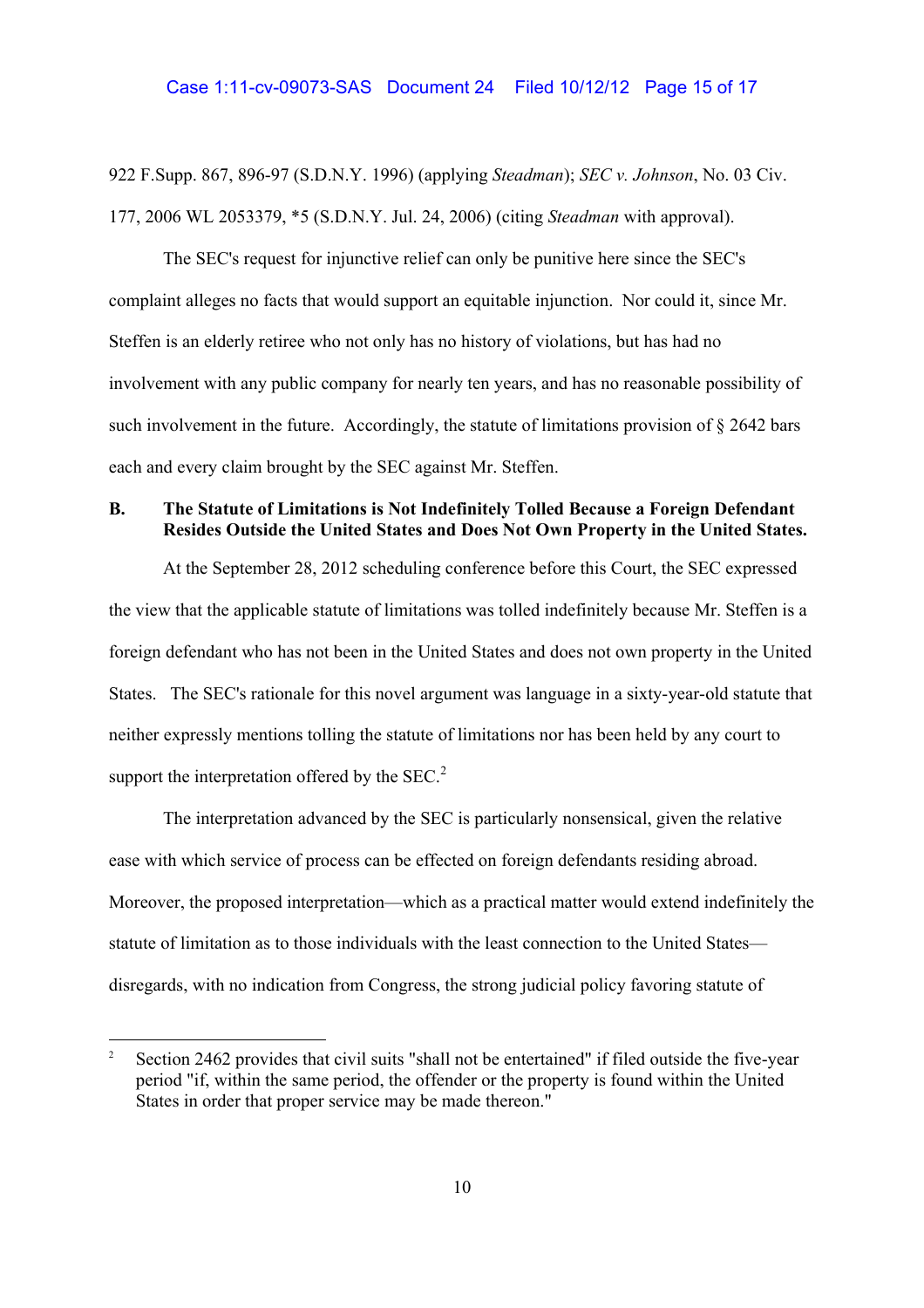922 F.Supp. 867, 896-97 (S.D.N.Y. 1996) (applying *Steadman*); *SEC v. Johnson*, No. 03 Civ. 177, 2006 WL 2053379, *5 (S.D.N.Y. Jul. 24, 2006) (citing *Steadman* with approval).

The SEC's request for injunctive relief can only be punitive here since the SEC's complaint alleges no facts that would support an equitable injunction. Nor could it, since Mr. Steffen is an elderly retiree who not only has no history of violations, but has had no involvement with any public company for nearly ten years, and has no reasonable possibility of such involvement in the future. Accordingly, the statute of limitations provision of § 2642 bars each and every claim brought by the SEC against Mr. Steffen.

### B. The Statute of Limitations is Not Indefinitely Tolled Because a Foreign Defendant Resides Outside the United States and Does Not Own Property in the United States.

At the September 28, 2012 scheduling conference before this Court, the SEC expressed the view that the applicable statute of limitations was tolled indefinitely because Mr. Steffen is a foreign defendant who has not been in the United States and does not own property in the United States. The SEC's rationale for this novel argument was language in a sixty-year-old statute that neither expressly mentions tolling the statute of limitations nor has been held by any court to support the interpretation offered by the SEC.[2]

The interpretation advanced by the SEC is particularly nonsensical, given the relative ease with which service of process can be effected on foreign defendants residing abroad. Moreover, the proposed interpretation—which as a practical matter would extend indefinitely the statute of limitation as to those individuals with the least connection to the United States—disregards, with no indication from Congress, the strong judicial policy favoring statute of

[2] Section 2462 provides that civil suits "shall not be entertained" if filed outside the five-year period "if, within the same period, the offender or the property is found within the United States in order that proper service may be made thereon."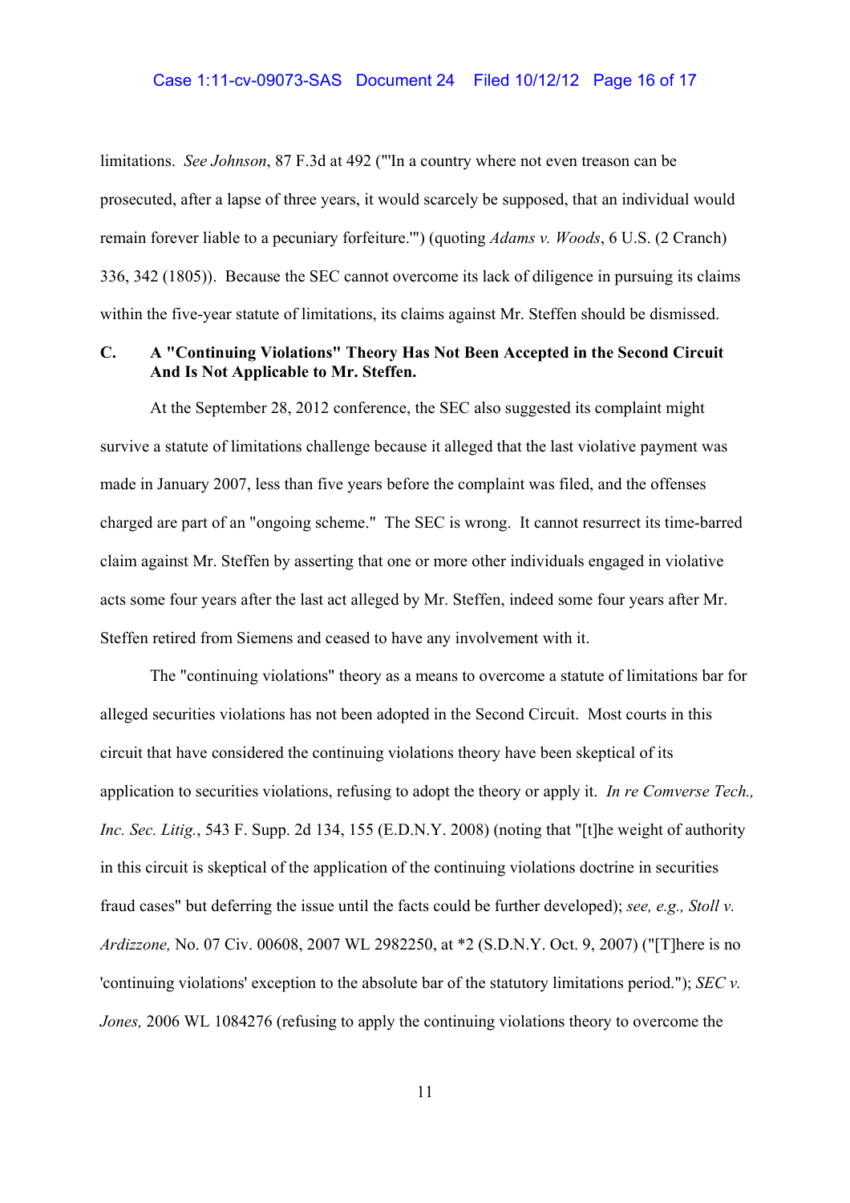limitations. *See Johnson*, 87 F.3d at 492 ("'In a country where not even treason can be prosecuted, after a lapse of three years, it would scarcely be supposed, that an individual would remain forever liable to a pecuniary forfeiture.'") (quoting *Adams v. Woods*, 6 U.S. (2 Cranch) 336, 342 (1805)). Because the SEC cannot overcome its lack of diligence in pursuing its claims within the five-year statute of limitations, its claims against Mr. Steffen should be dismissed.

### C. A "Continuing Violations" Theory Has Not Been Accepted in the Second Circuit And Is Not Applicable to Mr. Steffen.

At the September 28, 2012 conference, the SEC also suggested its complaint might survive a statute of limitations challenge because it alleged that the last violative payment was made in January 2007, less than five years before the complaint was filed, and the offenses charged are part of an "ongoing scheme." The SEC is wrong. It cannot resurrect its time-barred claim against Mr. Steffen by asserting that one or more other individuals engaged in violative acts some four years after the last act alleged by Mr. Steffen, indeed some four years after Mr. Steffen retired from Siemens and ceased to have any involvement with it.

The "continuing violations" theory as a means to overcome a statute of limitations bar for alleged securities violations has not been adopted in the Second Circuit. Most courts in this circuit that have considered the continuing violations theory have been skeptical of its application to securities violations, refusing to adopt the theory or apply it. *In re Comverse Tech., Inc. Sec. Litig.*, 543 F. Supp. 2d 134, 155 (E.D.N.Y. 2008) (noting that "[t]he weight of authority in this circuit is skeptical of the application of the continuing violations doctrine in securities fraud cases" but deferring the issue until the facts could be further developed); *see, e.g., Stoll v. Ardizzone,* No. 07 Civ. 00608, 2007 WL 2982250, at *2 (S.D.N.Y. Oct. 9, 2007) ("[T]here is no 'continuing violations' exception to the absolute bar of the statutory limitations period."); *SEC v. Jones,* 2006 WL 1084276 (refusing to apply the continuing violations theory to overcome the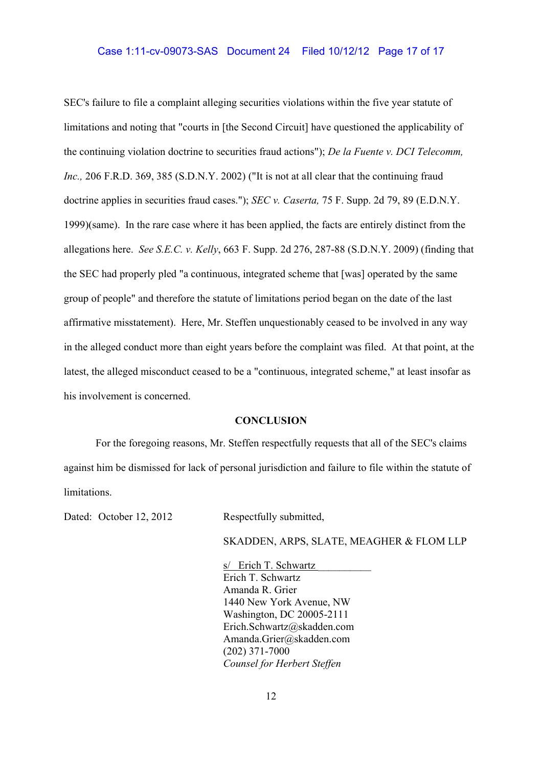SEC's failure to file a complaint alleging securities violations within the five year statute of limitations and noting that "courts in [the Second Circuit] have questioned the applicability of the continuing violation doctrine to securities fraud actions"); *De la Fuente v. DCI Telecomm, Inc.,* 206 F.R.D. 369, 385 (S.D.N.Y. 2002) ("It is not at all clear that the continuing fraud doctrine applies in securities fraud cases."); *SEC v. Caserta,* 75 F. Supp. 2d 79, 89 (E.D.N.Y. 1999)(same). In the rare case where it has been applied, the facts are entirely distinct from the allegations here. *See S.E.C. v. Kelly*, 663 F. Supp. 2d 276, 287-88 (S.D.N.Y. 2009) (finding that the SEC had properly pled "a continuous, integrated scheme that [was] operated by the same group of people" and therefore the statute of limitations period began on the date of the last affirmative misstatement). Here, Mr. Steffen unquestionably ceased to be involved in any way in the alleged conduct more than eight years before the complaint was filed. At that point, at the latest, the alleged misconduct ceased to be a "continuous, integrated scheme," at least insofar as his involvement is concerned.

## CONCLUSION

For the foregoing reasons, Mr. Steffen respectfully requests that all of the SEC's claims against him be dismissed for lack of personal jurisdiction and failure to file within the statute of limitations.

Dated: October 12, 2012

Respectfully submitted,

SKADDEN, ARPS, SLATE, MEAGHER & FLOM LLP

s/ Erich T. Schwartz
Erich T. Schwartz
Amanda R. Grier
1440 New York Avenue, NW
Washington, DC 20005-2111
Erich.Schwartz@skadden.com
Amanda.Grier@skadden.com
(202) 371-7000
*Counsel for Herbert Steffen*